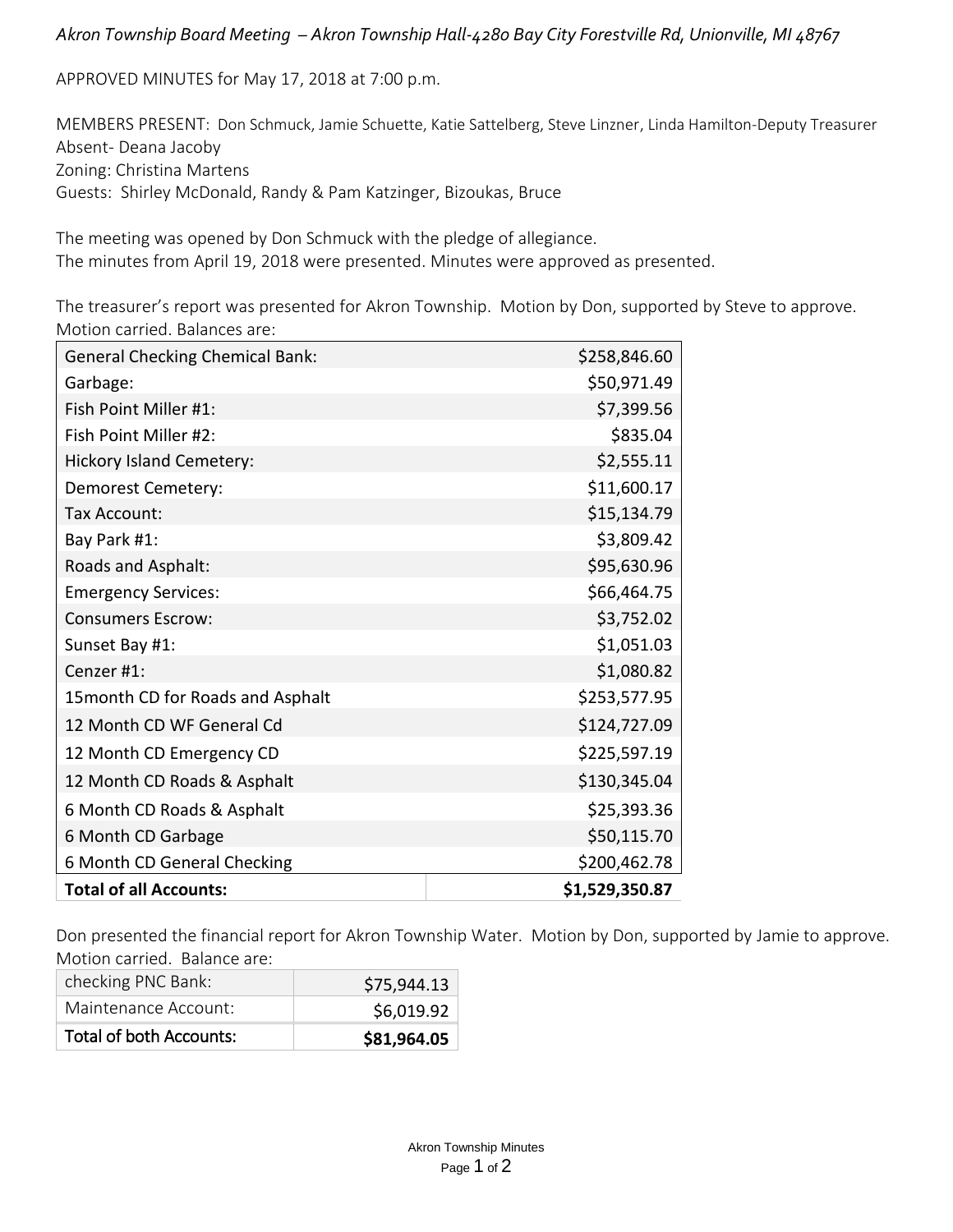*Akron Township Board Meeting – Akron Township Hall-4280 Bay City Forestville Rd, Unionville, MI 48767*

APPROVED MINUTES for May 17, 2018 at 7:00 p.m.

MEMBERS PRESENT: Don Schmuck, Jamie Schuette, Katie Sattelberg, Steve Linzner, Linda Hamilton-Deputy Treasurer
Absent- Deana Jacoby
Zoning: Christina Martens
Guests: Shirley McDonald, Randy & Pam Katzinger, Bizoukas, Bruce

The meeting was opened by Don Schmuck with the pledge of allegiance.
The minutes from April 19, 2018 were presented. Minutes were approved as presented.

The treasurer's report was presented for Akron Township. Motion by Don, supported by Steve to approve. Motion carried. Balances are:

| Account | Balance |
|---|---|
| General Checking Chemical Bank: | $258,846.60 |
| Garbage: | $50,971.49 |
| Fish Point Miller #1: | $7,399.56 |
| Fish Point Miller #2: | $835.04 |
| Hickory Island Cemetery: | $2,555.11 |
| Demorest Cemetery: | $11,600.17 |
| Tax Account: | $15,134.79 |
| Bay Park #1: | $3,809.42 |
| Roads and Asphalt: | $95,630.96 |
| Emergency Services: | $66,464.75 |
| Consumers Escrow: | $3,752.02 |
| Sunset Bay #1: | $1,051.03 |
| Cenzer #1: | $1,080.82 |
| 15month CD for Roads and Asphalt | $253,577.95 |
| 12 Month CD WF General Cd | $124,727.09 |
| 12 Month CD Emergency CD | $225,597.19 |
| 12 Month CD Roads & Asphalt | $130,345.04 |
| 6 Month CD Roads & Asphalt | $25,393.36 |
| 6 Month CD Garbage | $50,115.70 |
| 6 Month CD General Checking | $200,462.78 |
| **Total of all Accounts:** | **$1,529,350.87** |

Don presented the financial report for Akron Township Water. Motion by Don, supported by Jamie to approve. Motion carried. Balance are:

| Account | Balance |
|---|---|
| checking PNC Bank: | $75,944.13 |
| Maintenance Account: | $6,019.92 |
| Total of both Accounts: | **$81,964.05** |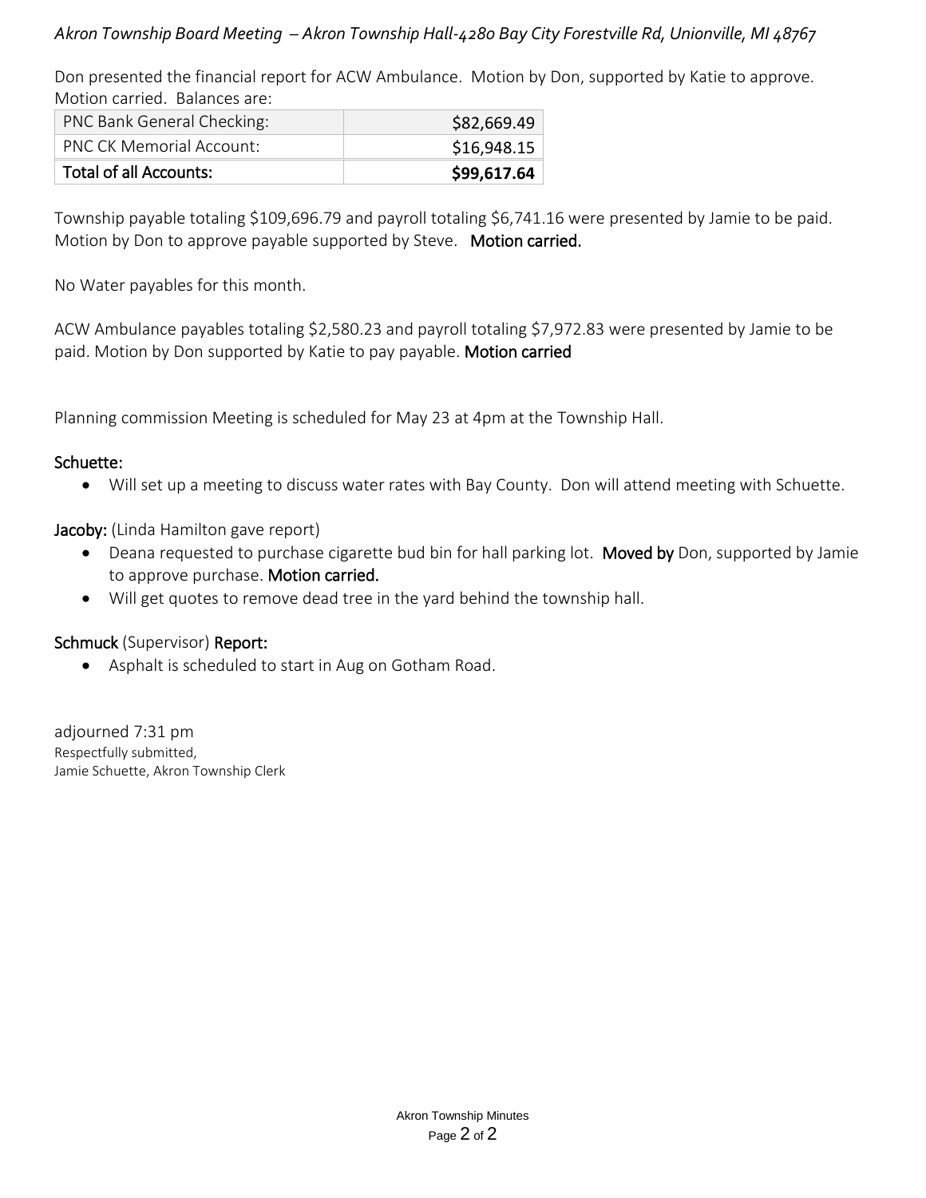Don presented the financial report for ACW Ambulance. Motion by Don, supported by Katie to approve. Motion carried. Balances are:

| | |
|---|---|
| PNC Bank General Checking: | $82,669.49 |
| PNC CK Memorial Account: | $16,948.15 |
| **Total of all Accounts:** | **$99,617.64** |

Township payable totaling $109,696.79 and payroll totaling $6,741.16 were presented by Jamie to be paid. Motion by Don to approve payable supported by Steve. **Motion carried.**

No Water payables for this month.

ACW Ambulance payables totaling $2,580.23 and payroll totaling $7,972.83 were presented by Jamie to be paid. Motion by Don supported by Katie to pay payable. **Motion carried**

Planning commission Meeting is scheduled for May 23 at 4pm at the Township Hall.

**Schuette:**

- Will set up a meeting to discuss water rates with Bay County. Don will attend meeting with Schuette.

**Jacoby:** (Linda Hamilton gave report)

- Deana requested to purchase cigarette bud bin for hall parking lot. **Moved by** Don, supported by Jamie to approve purchase. **Motion carried.**
- Will get quotes to remove dead tree in the yard behind the township hall.

**Schmuck** (Supervisor) **Report:**

- Asphalt is scheduled to start in Aug on Gotham Road.

adjourned 7:31 pm

Respectfully submitted,
Jamie Schuette, Akron Township Clerk